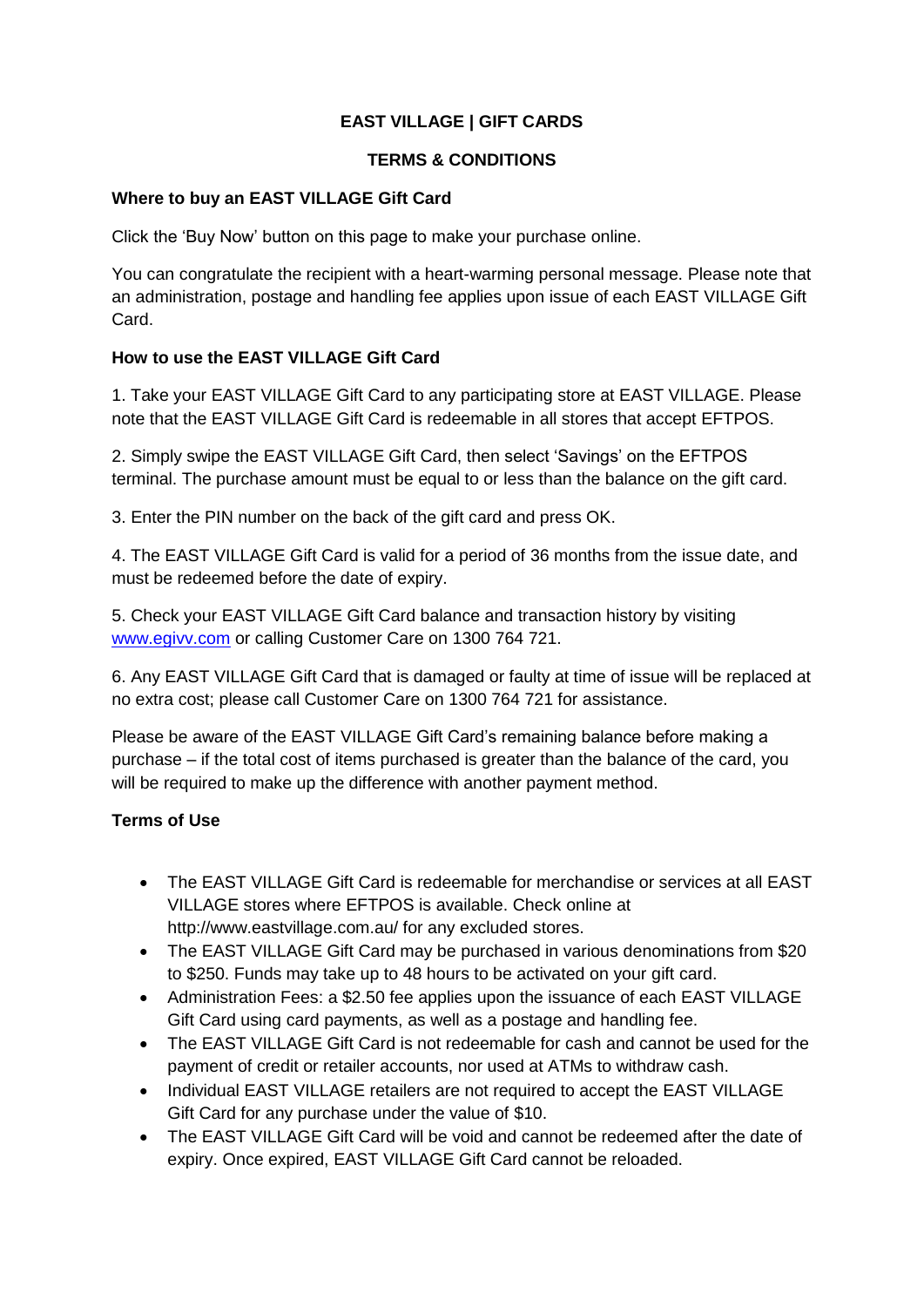# EAST VILLAGE | GIFT CARDS

## TERMS & CONDITIONS

**Where to buy an EAST VILLAGE Gift Card**

Click the 'Buy Now' button on this page to make your purchase online.

You can congratulate the recipient with a heart-warming personal message. Please note that an administration, postage and handling fee applies upon issue of each EAST VILLAGE Gift Card.

**How to use the EAST VILLAGE Gift Card**

1. Take your EAST VILLAGE Gift Card to any participating store at EAST VILLAGE. Please note that the EAST VILLAGE Gift Card is redeemable in all stores that accept EFTPOS.

2. Simply swipe the EAST VILLAGE Gift Card, then select 'Savings' on the EFTPOS terminal. The purchase amount must be equal to or less than the balance on the gift card.

3. Enter the PIN number on the back of the gift card and press OK.

4. The EAST VILLAGE Gift Card is valid for a period of 36 months from the issue date, and must be redeemed before the date of expiry.

5. Check your EAST VILLAGE Gift Card balance and transaction history by visiting [www.egivv.com](http://www.egivv.com) or calling Customer Care on 1300 764 721.

6. Any EAST VILLAGE Gift Card that is damaged or faulty at time of issue will be replaced at no extra cost; please call Customer Care on 1300 764 721 for assistance.

Please be aware of the EAST VILLAGE Gift Card's remaining balance before making a purchase – if the total cost of items purchased is greater than the balance of the card, you will be required to make up the difference with another payment method.

**Terms of Use**

- The EAST VILLAGE Gift Card is redeemable for merchandise or services at all EAST VILLAGE stores where EFTPOS is available. Check online at http://www.eastvillage.com.au/ for any excluded stores.
- The EAST VILLAGE Gift Card may be purchased in various denominations from $20 to $250. Funds may take up to 48 hours to be activated on your gift card.
- Administration Fees: a $2.50 fee applies upon the issuance of each EAST VILLAGE Gift Card using card payments, as well as a postage and handling fee.
- The EAST VILLAGE Gift Card is not redeemable for cash and cannot be used for the payment of credit or retailer accounts, nor used at ATMs to withdraw cash.
- Individual EAST VILLAGE retailers are not required to accept the EAST VILLAGE Gift Card for any purchase under the value of $10.
- The EAST VILLAGE Gift Card will be void and cannot be redeemed after the date of expiry. Once expired, EAST VILLAGE Gift Card cannot be reloaded.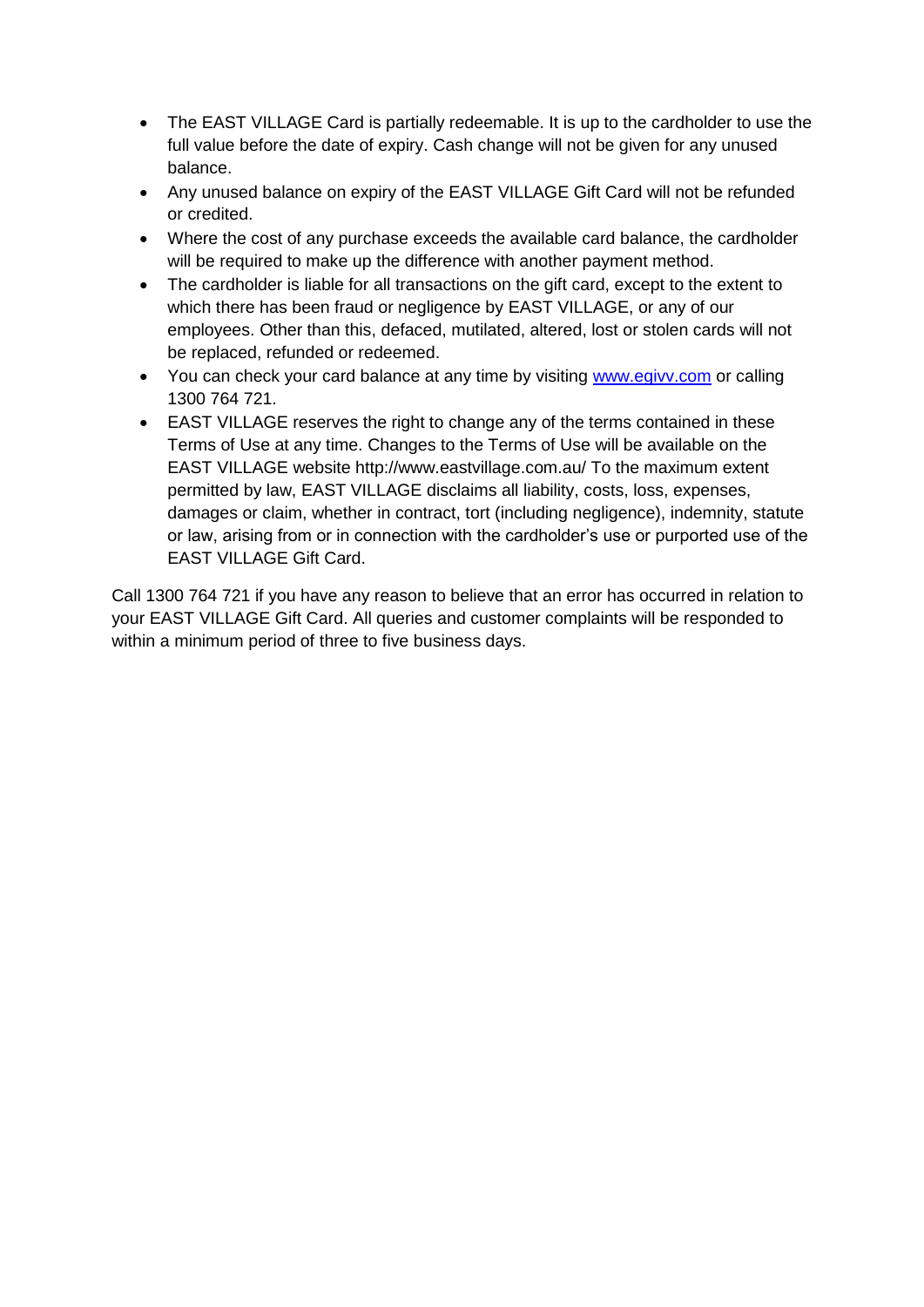- The EAST VILLAGE Card is partially redeemable. It is up to the cardholder to use the full value before the date of expiry. Cash change will not be given for any unused balance.
- Any unused balance on expiry of the EAST VILLAGE Gift Card will not be refunded or credited.
- Where the cost of any purchase exceeds the available card balance, the cardholder will be required to make up the difference with another payment method.
- The cardholder is liable for all transactions on the gift card, except to the extent to which there has been fraud or negligence by EAST VILLAGE, or any of our employees. Other than this, defaced, mutilated, altered, lost or stolen cards will not be replaced, refunded or redeemed.
- You can check your card balance at any time by visiting [www.egivv.com](http://www.egivv.com) or calling 1300 764 721.
- EAST VILLAGE reserves the right to change any of the terms contained in these Terms of Use at any time. Changes to the Terms of Use will be available on the EAST VILLAGE website http://www.eastvillage.com.au/ To the maximum extent permitted by law, EAST VILLAGE disclaims all liability, costs, loss, expenses, damages or claim, whether in contract, tort (including negligence), indemnity, statute or law, arising from or in connection with the cardholder's use or purported use of the EAST VILLAGE Gift Card.

Call 1300 764 721 if you have any reason to believe that an error has occurred in relation to your EAST VILLAGE Gift Card. All queries and customer complaints will be responded to within a minimum period of three to five business days.